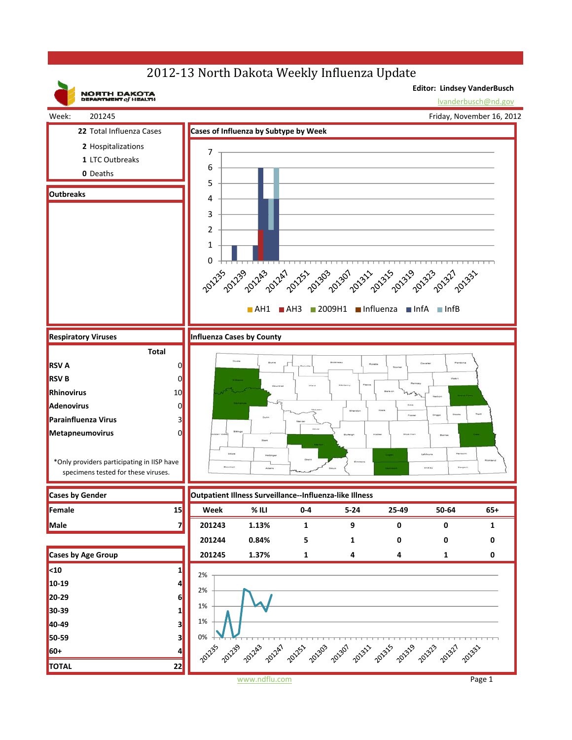# 2012-13 North Dakota Weekly Influenza Update

NORTH DAKOTA DEPARTMENT of HEALTH

**Editor: Lindsey VanderBusch**

lvanderbusch@nd.gov

Week: 201245 | Friday, November 16, 2012

**22** Total Influenza Cases

**2** Hospitalizations

**1** LTC Outbreaks

**0** Deaths

## Cases of Influenza by Subtype by Week

AH1 | AH3 | 2009H1 | Influenza | InfA | InfB

## Outbreaks

## Respiratory Viruses

| | Total |
|---|---|
| **RSV A** | 0 |
| **RSV B** | 0 |
| **Rhinovirus** | 10 |
| **Adenovirus** | 0 |
| **Parainfluenza Virus** | 3 |
| **Metapneumovirus** | 0 |

*Only providers participating in IISP have specimens tested for these viruses.

## Influenza Cases by County

## Cases by Gender

| | |
|---|---|
| **Female** | 15 |
| **Male** | 7 |

## Cases by Age Group

| | |
|---|---|
| **<10** | 1 |
| **10-19** | 4 |
| **20-29** | 6 |
| **30-39** | 1 |
| **40-49** | 3 |
| **50-59** | 3 |
| **60+** | 4 |
| **TOTAL** | 22 |

## Outpatient Illness Surveillance--Influenza-like Illness

| Week | % ILI | 0-4 | 5-24 | 25-49 | 50-64 | 65+ |
|---|---|---|---|---|---|---|
| 201243 | 1.13% | 1 | 9 | 0 | 0 | 1 |
| 201244 | 0.84% | 5 | 1 | 0 | 0 | 0 |
| 201245 | 1.37% | 1 | 4 | 4 | 1 | 0 |

www.ndflu.com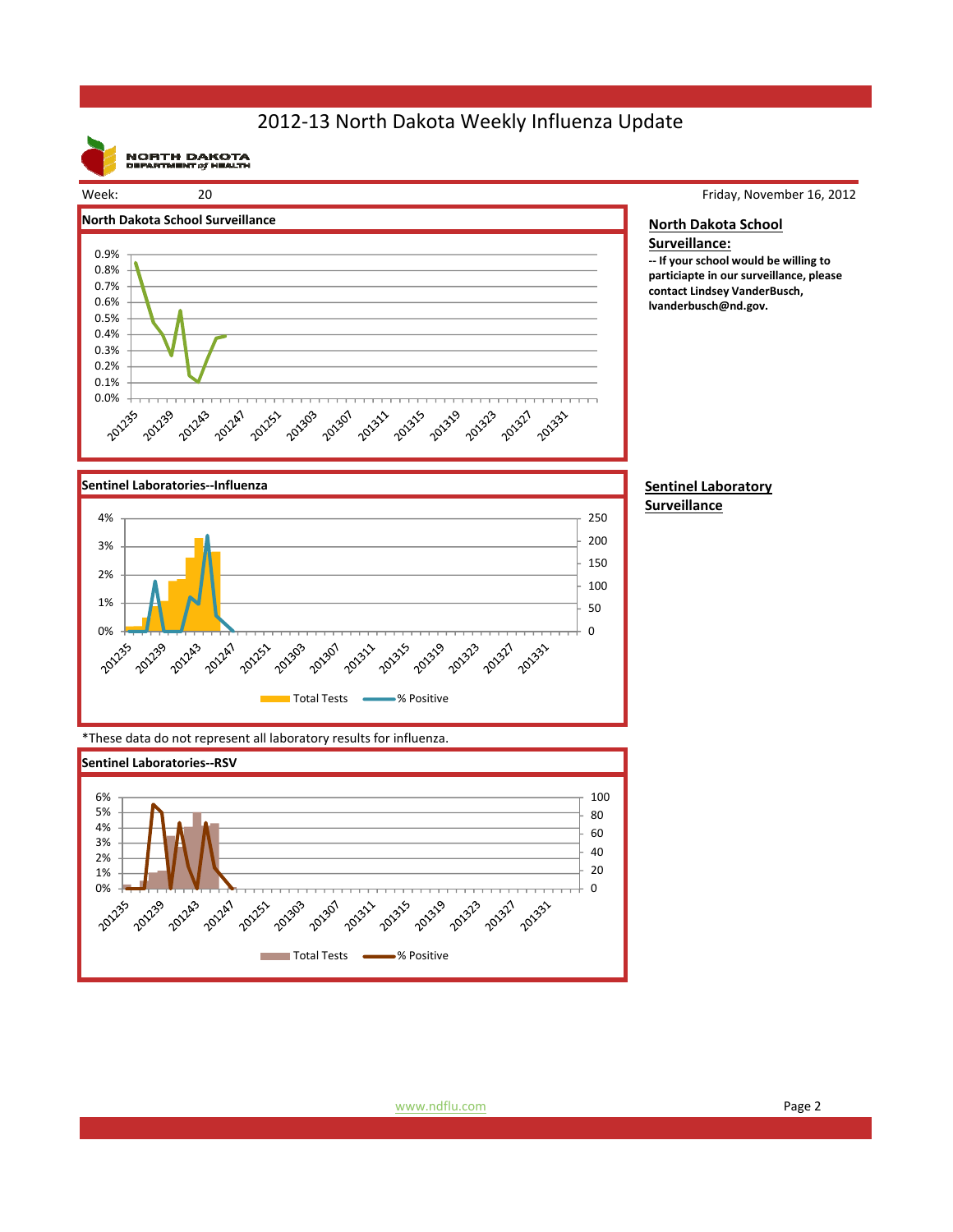# 2012-13 North Dakota Weekly Influenza Update

NORTH DAKOTA
DEPARTMENT of HEALTH

Week: 20

Friday, November 16, 2012

## North Dakota School Surveillance

0.9%
0.8%
0.7%
0.6%
0.5%
0.4%
0.3%
0.2%
0.1%
0.0%

201235 201239 201243 201247 201251 201303 201307 201311 201315 201319 201323 201327 201331

### North Dakota School Surveillance:

**-- If your school would be willing to particiapte in our surveillance, please contact Lindsey VanderBusch, lvanderbusch@nd.gov.**

## Sentinel Laboratories--Influenza

4%
3%
2%
1%
0%

250
200
150
100
50
0

201235 201239 201243 201247 201251 201303 201307 201311 201315 201319 201323 201327 201331

Total Tests    % Positive

### Sentinel Laboratory Surveillance

*These data do not represent all laboratory results for influenza.

## Sentinel Laboratories--RSV

6%
5%
4%
3%
2%
1%
0%

100
80
60
40
20
0

201235 201239 201243 201247 201251 201303 201307 201311 201315 201319 201323 201327 201331

Total Tests    % Positive

www.ndflu.com